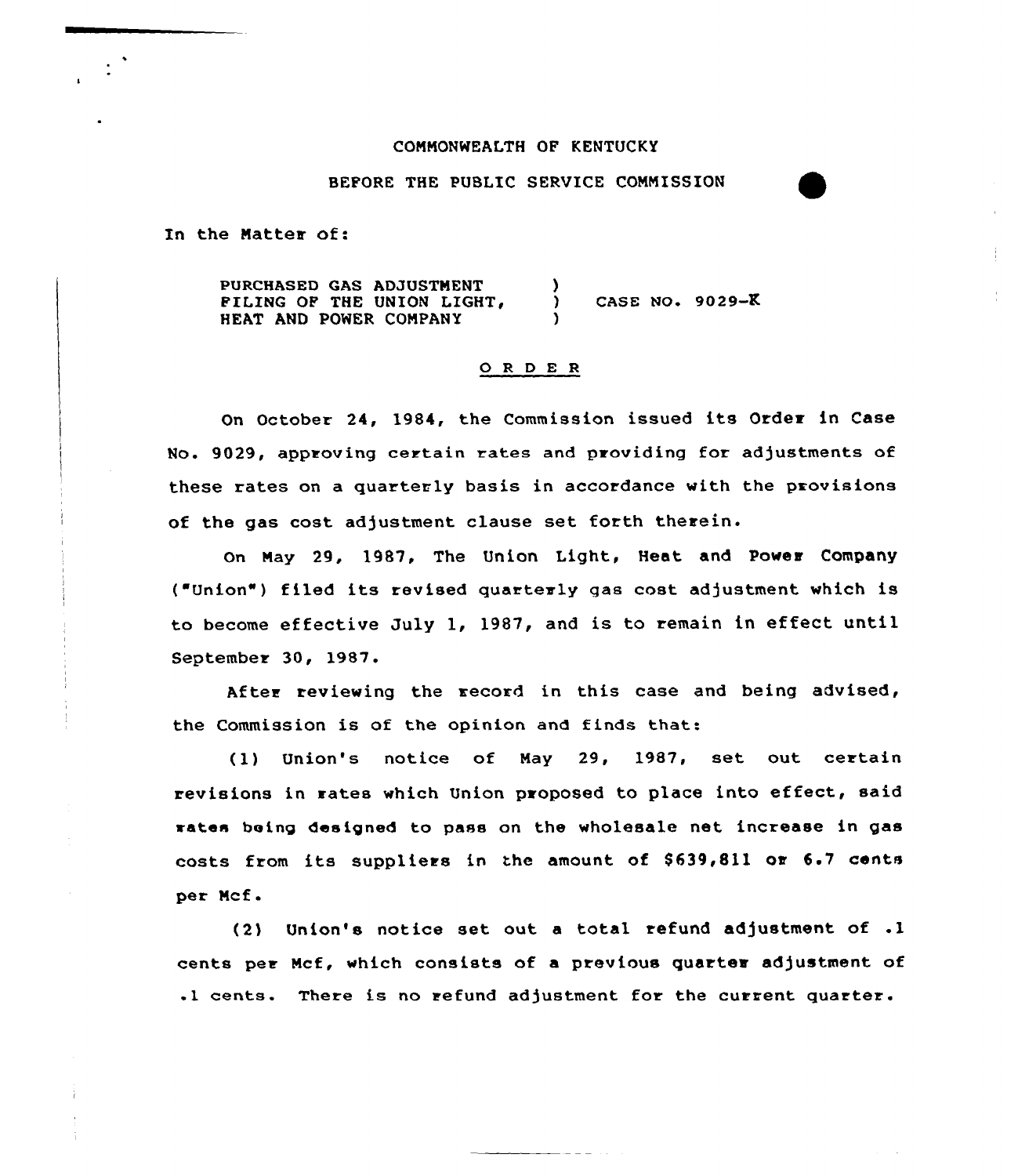COMMONWEALTH OF KENTUCKY

BEFORE THE PUBLIC SERVICE COMMISSION

In the Matter of:

PURCHASED GAS ADJUSTMENT FILING OF THE UNION LIGHT, HEAT AND POWER COMPANY ) CASE NO. 9029-K

## O R D E R

On October 24, 1984, the Commission issued its Order in Case No. 9029, approving certain rates and providing for adjustments of these rates on a quarterly basis in accordance with the provisions of the gas cost adjustment clause set forth therein.

On May 29, 1987, The Union Light, Heat and Power Company ("Union") filed its revised quarterly gas cost adjustment which is to become effective July 1, 1987, and is to remain in effect until September 30, 1987.

After reviewing the record in this case and being advised, the Commission is of the opinion and finds that:

(1) Union's notice of May 29, 1987, set out certain revisions in rates which Union proposed to place into effect, said rates being designed to pass on the wholesale net increase in gas costs from its suppliers in the amount of $639,811 or 6.7 cents per Mcf.

(2) Union's notice set out a total refund adjustment of .1 cents per Mcf, which consists of a previous quarter adjustment of .1 cents. There is no refund adjustment for the current quarter.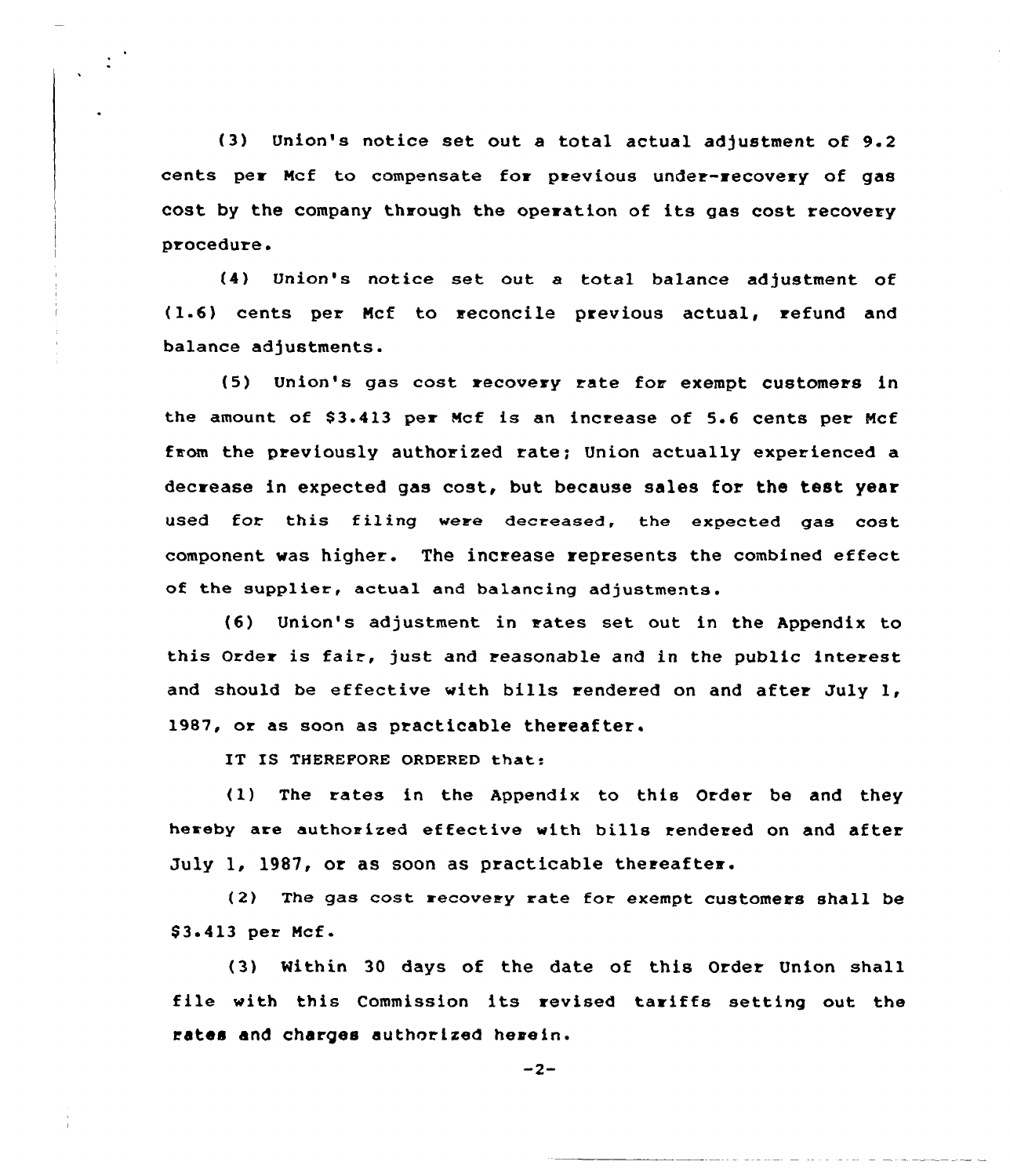(3) Union's notice set out a total actual adjustment of 9.2 cents per Mcf to compensate for previous under-recovery of gas cost by the company through the operation of its gas cost recovery procedure.

(4) Union's notice set out a total balance adjustment of (1.6) cents per Mcf to reconcile previous actual, refund and balance adjustments.

(5) Union's gas cost recovery rate for exempt customers in the amount of $3.413 per Mcf is an increase of 5.6 cents per Mcf from the previously authorized rate; Union actually experienced a decrease in expected gas cost, but because sales for the test year used for this filing were decreased, the expected gas cost component was higher. The increase represents the combined effect of the supplier, actual and balancing adjustments.

(6) Union's adjustment in rates set out in the Appendix to this Order is fair, just and reasonable and in the public interest and should be effective with bills rendered on and after July 1, 1987, or as soon as practicable thereafter.

IT IS THEREFORE ORDERED that:

(1) The rates in the Appendix to this Order be and they hereby are authorized effective with bills rendered on and after July 1, 1987, or as soon as practicable thereafter.

(2) The gas cost recovery rate for exempt customers shall be $3.413 per Mcf.

(3) Within 30 days of the date of this Order Union shall file with this Commission its revised tariffs setting out the rates and charges authorized herein.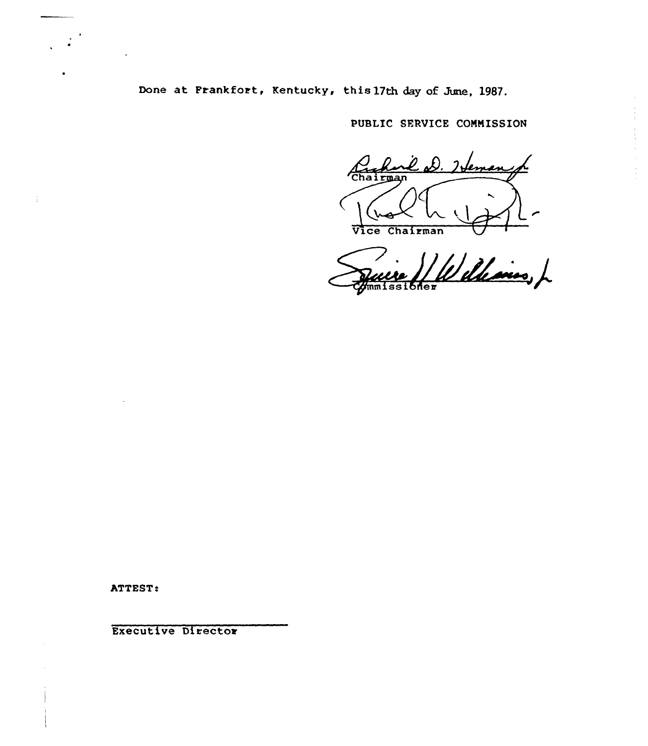Done at Frankfort, Kentucky, this 17th day of June, 1987.

PUBLIC SERVICE COMMISSION

Chairman

Vice Chairman

Commissioner

ATTEST:

Executive Director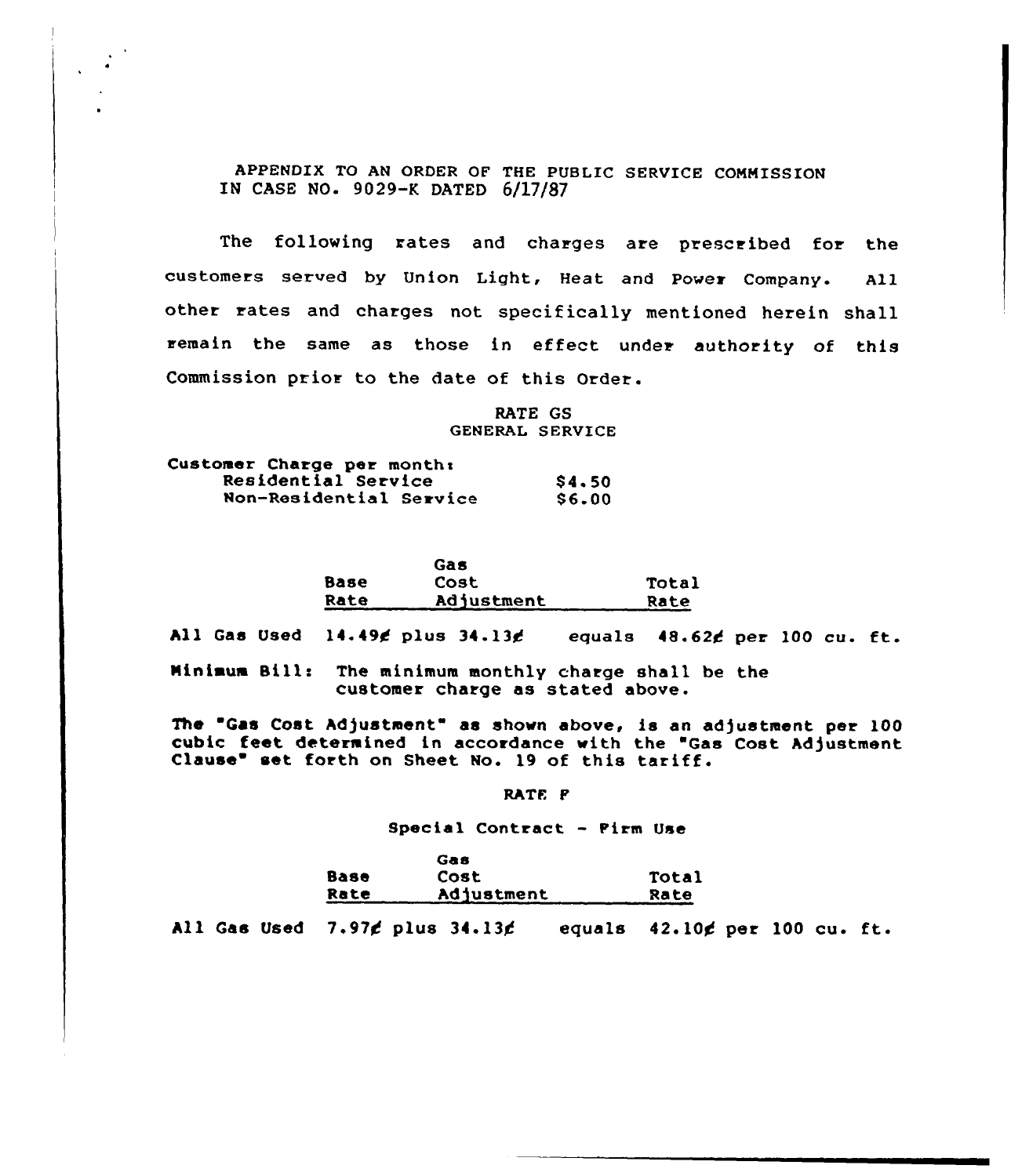APPENDIX TO AN ORDER OF THE PUBLIC SERVICE COMMISSION
IN CASE NO. 9029-K DATED 6/17/87

The following rates and charges are prescribed for the customers served by Union Light, Heat and Power Company. All other rates and charges not specifically mentioned herein shall remain the same as those in effect under authority of this Commission prior to the date of this Order.

## RATE GS
## GENERAL SERVICE

Customer Charge per month:

| | |
|---|---|
| Residential Service | \$4.50 |
| Non-Residential Service | \$6.00 |

| | Base Rate | | Gas Cost Adjustment | | Total Rate |
|---|---|---|---|---|---|
| All Gas Used | 14.49¢ | plus | 34.13¢ | equals | 48.62¢ per 100 cu. ft. |

Minimum Bill: The minimum monthly charge shall be the customer charge as stated above.

The "Gas Cost Adjustment" as shown above, is an adjustment per 100 cubic feet determined in accordance with the "Gas Cost Adjustment Clause" set forth on Sheet No. 19 of this tariff.

## RATE F

Special Contract - Firm Use

| | Base Rate | | Gas Cost Adjustment | | Total Rate |
|---|---|---|---|---|---|
| All Gas Used | 7.97¢ | plus | 34.13¢ | equals | 42.10¢ per 100 cu. ft. |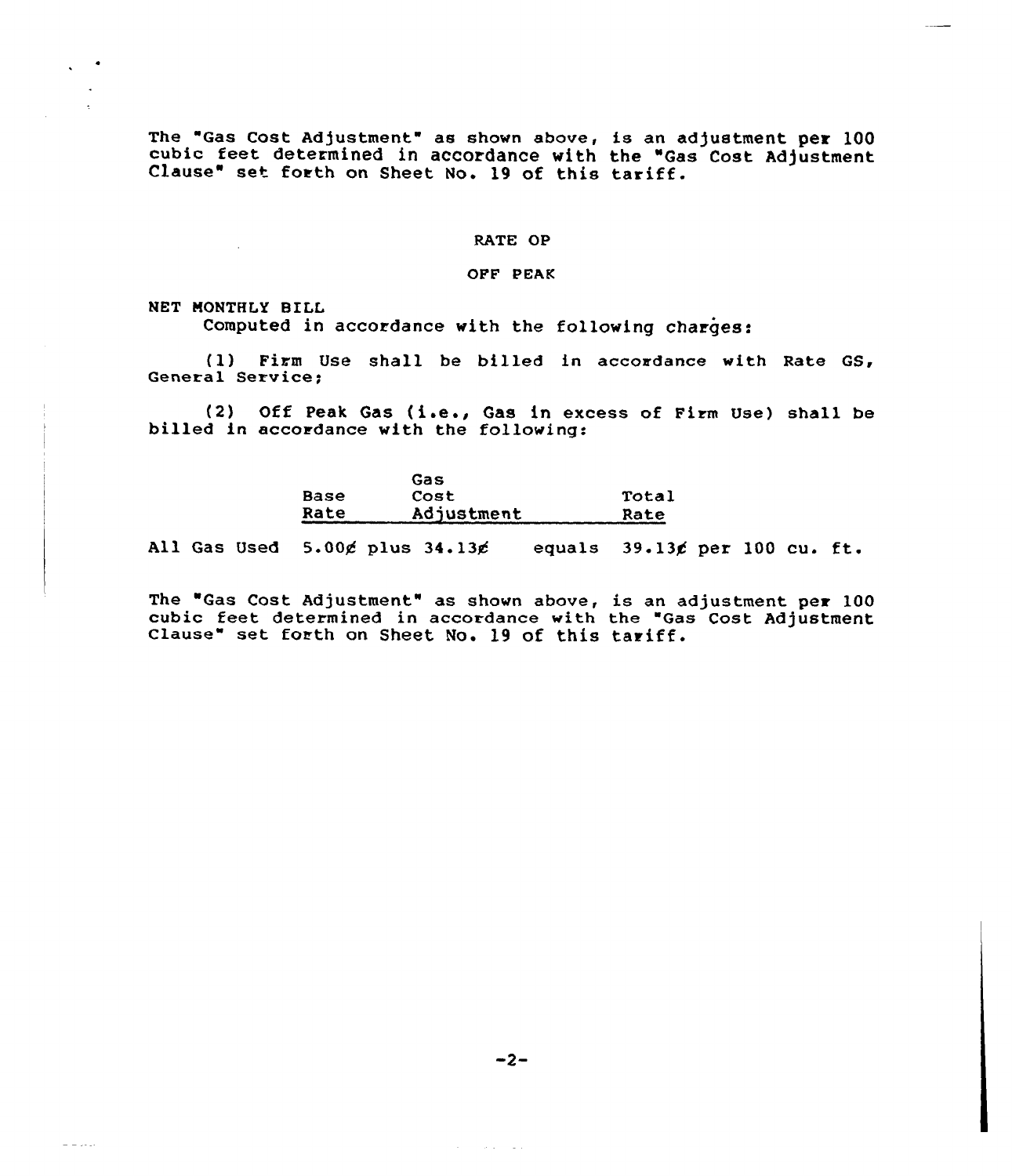The "Gas Cost Adjustment" as shown above, is an adjustment per 100 cubic feet determined in accordance with the "Gas Cost Adjustment Clause" set forth on Sheet No. 19 of this tariff.

RATE OP

OFF PEAK

NET MONTHLY BILL

Computed in accordance with the following charges:

(1) Firm Use shall be billed in accordance with Rate GS, General Service;

(2) Off Peak Gas (i.e., Gas in excess of Firm Use) shall be billed in accordance with the following:

| | Base Rate | | Gas Cost Adjustment | | Total Rate |
|---|---|---|---|---|---|
| All Gas Used | 5.00¢ | plus | 34.13¢ | equals | 39.13¢ per 100 cu. ft. |

The "Gas Cost Adjustment" as shown above, is an adjustment per 100 cubic feet determined in accordance with the "Gas Cost Adjustment Clause" set forth on Sheet No. 19 of this tariff.